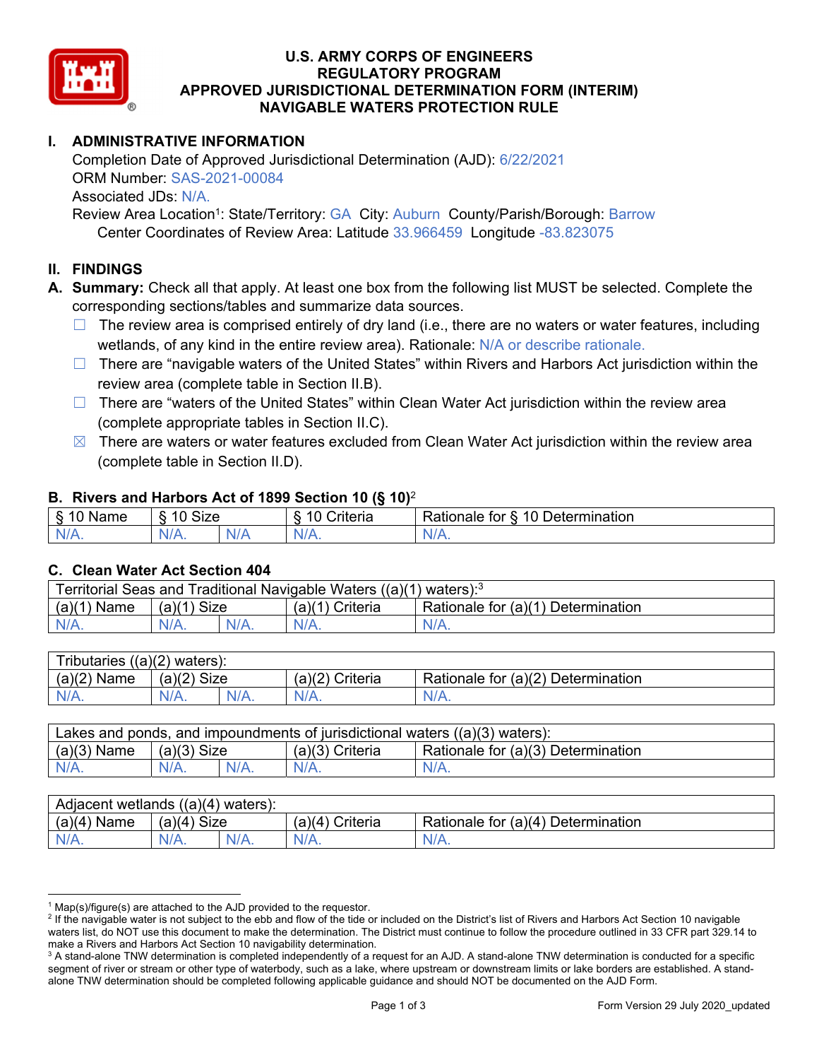# U.S. ARMY CORPS OF ENGINEERS
# REGULATORY PROGRAM
# APPROVED JURISDICTIONAL DETERMINATION FORM (INTERIM)
# NAVIGABLE WATERS PROTECTION RULE

## I. ADMINISTRATIVE INFORMATION

Completion Date of Approved Jurisdictional Determination (AJD): 6/22/2021
ORM Number: SAS-2021-00084
Associated JDs: N/A.
Review Area Location[1]: State/Territory: GA City: Auburn County/Parish/Borough: Barrow
Center Coordinates of Review Area: Latitude 33.966459 Longitude -83.823075

## II. FINDINGS

**A. Summary:** Check all that apply. At least one box from the following list MUST be selected. Complete the corresponding sections/tables and summarize data sources.

- ☐ The review area is comprised entirely of dry land (i.e., there are no waters or water features, including wetlands, of any kind in the entire review area). Rationale: N/A or describe rationale.
- ☐ There are "navigable waters of the United States" within Rivers and Harbors Act jurisdiction within the review area (complete table in Section II.B).
- ☐ There are "waters of the United States" within Clean Water Act jurisdiction within the review area (complete appropriate tables in Section II.C).
- ☒ There are waters or water features excluded from Clean Water Act jurisdiction within the review area (complete table in Section II.D).

### B. Rivers and Harbors Act of 1899 Section 10 (§ 10)[2]

| § 10 Name | § 10 Size | | § 10 Criteria | Rationale for § 10 Determination |
|---|---|---|---|---|
| N/A. | N/A. | N/A | N/A. | N/A. |

### C. Clean Water Act Section 404

| Territorial Seas and Traditional Navigable Waters ((a)(1) waters):[3] | | | | |
|---|---|---|---|---|
| (a)(1) Name | (a)(1) Size | | (a)(1) Criteria | Rationale for (a)(1) Determination |
| N/A. | N/A. | N/A. | N/A. | N/A. |

| Tributaries ((a)(2) waters): | | | | |
|---|---|---|---|---|
| (a)(2) Name | (a)(2) Size | | (a)(2) Criteria | Rationale for (a)(2) Determination |
| N/A. | N/A. | N/A. | N/A. | N/A. |

| Lakes and ponds, and impoundments of jurisdictional waters ((a)(3) waters): | | | | |
|---|---|---|---|---|
| (a)(3) Name | (a)(3) Size | | (a)(3) Criteria | Rationale for (a)(3) Determination |
| N/A. | N/A. | N/A. | N/A. | N/A. |

| Adjacent wetlands ((a)(4) waters): | | | | |
|---|---|---|---|---|
| (a)(4) Name | (a)(4) Size | | (a)(4) Criteria | Rationale for (a)(4) Determination |
| N/A. | N/A. | N/A. | N/A. | N/A. |

---

[1] Map(s)/figure(s) are attached to the AJD provided to the requestor.
[2] If the navigable water is not subject to the ebb and flow of the tide or included on the District's list of Rivers and Harbors Act Section 10 navigable waters list, do NOT use this document to make the determination. The District must continue to follow the procedure outlined in 33 CFR part 329.14 to make a Rivers and Harbors Act Section 10 navigability determination.
[3] A stand-alone TNW determination is completed independently of a request for an AJD. A stand-alone TNW determination is conducted for a specific segment of river or stream or other type of waterbody, such as a lake, where upstream or downstream limits or lake borders are established. A stand-alone TNW determination should be completed following applicable guidance and should NOT be documented on the AJD Form.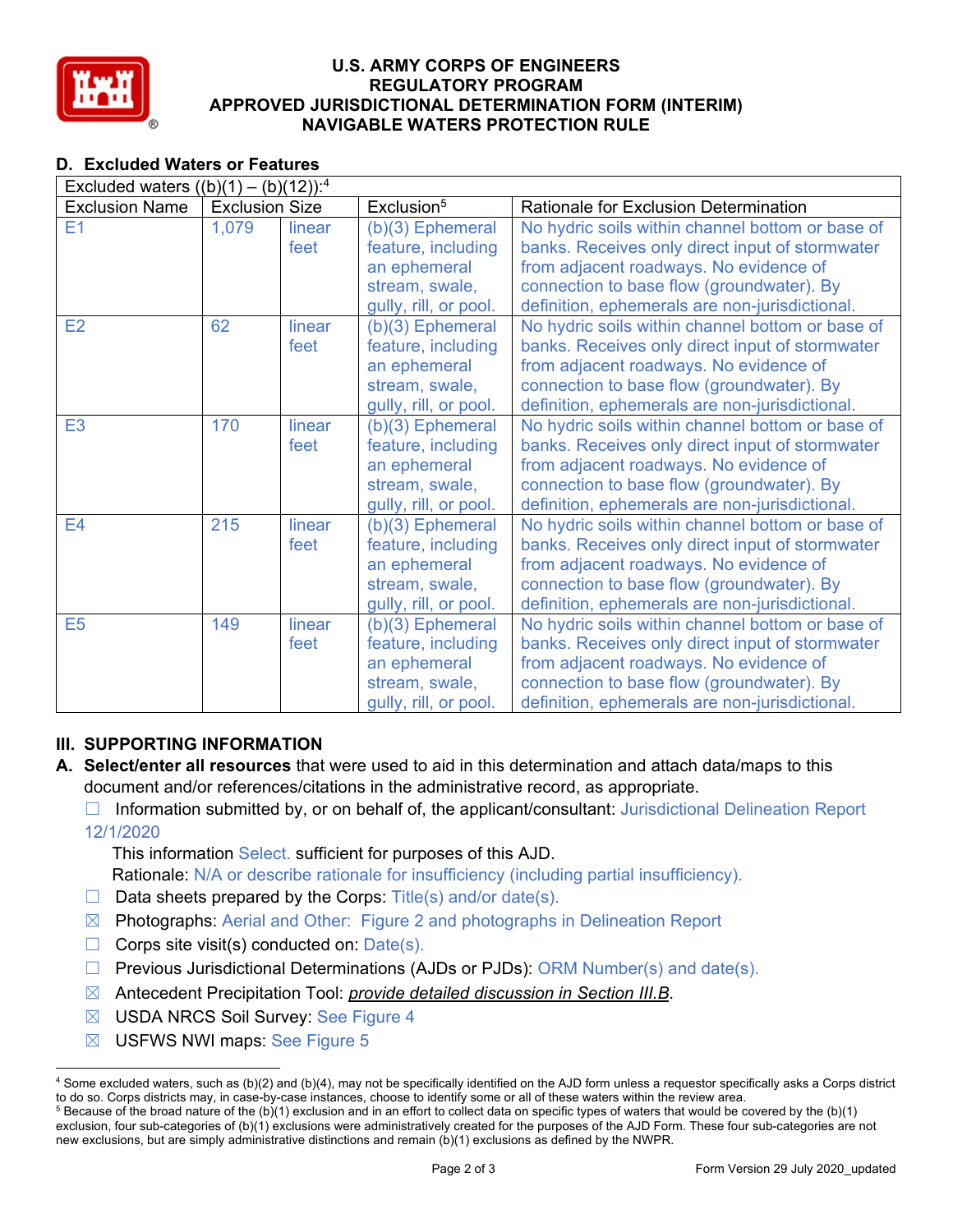# U.S. ARMY CORPS OF ENGINEERS
# REGULATORY PROGRAM
# APPROVED JURISDICTIONAL DETERMINATION FORM (INTERIM)
# NAVIGABLE WATERS PROTECTION RULE

## D. Excluded Waters or Features

Excluded waters ((b)(1) – (b)(12)):[4]

| Exclusion Name | Exclusion Size | | Exclusion[5] | Rationale for Exclusion Determination |
|---|---|---|---|---|
| E1 | 1,079 | linear feet | (b)(3) Ephemeral feature, including an ephemeral stream, swale, gully, rill, or pool. | No hydric soils within channel bottom or base of banks. Receives only direct input of stormwater from adjacent roadways. No evidence of connection to base flow (groundwater). By definition, ephemerals are non-jurisdictional. |
| E2 | 62 | linear feet | (b)(3) Ephemeral feature, including an ephemeral stream, swale, gully, rill, or pool. | No hydric soils within channel bottom or base of banks. Receives only direct input of stormwater from adjacent roadways. No evidence of connection to base flow (groundwater). By definition, ephemerals are non-jurisdictional. |
| E3 | 170 | linear feet | (b)(3) Ephemeral feature, including an ephemeral stream, swale, gully, rill, or pool. | No hydric soils within channel bottom or base of banks. Receives only direct input of stormwater from adjacent roadways. No evidence of connection to base flow (groundwater). By definition, ephemerals are non-jurisdictional. |
| E4 | 215 | linear feet | (b)(3) Ephemeral feature, including an ephemeral stream, swale, gully, rill, or pool. | No hydric soils within channel bottom or base of banks. Receives only direct input of stormwater from adjacent roadways. No evidence of connection to base flow (groundwater). By definition, ephemerals are non-jurisdictional. |
| E5 | 149 | linear feet | (b)(3) Ephemeral feature, including an ephemeral stream, swale, gully, rill, or pool. | No hydric soils within channel bottom or base of banks. Receives only direct input of stormwater from adjacent roadways. No evidence of connection to base flow (groundwater). By definition, ephemerals are non-jurisdictional. |

## III. SUPPORTING INFORMATION

**A. Select/enter all resources** that were used to aid in this determination and attach data/maps to this document and/or references/citations in the administrative record, as appropriate.

☐ Information submitted by, or on behalf of, the applicant/consultant: Jurisdictional Delineation Report 12/1/2020

This information Select. sufficient for purposes of this AJD.

Rationale: N/A or describe rationale for insufficiency (including partial insufficiency).

☐ Data sheets prepared by the Corps: Title(s) and/or date(s).

☒ Photographs: Aerial and Other: Figure 2 and photographs in Delineation Report

☐ Corps site visit(s) conducted on: Date(s).

☐ Previous Jurisdictional Determinations (AJDs or PJDs): ORM Number(s) and date(s).

☒ Antecedent Precipitation Tool: *provide detailed discussion in Section III.B*.

☒ USDA NRCS Soil Survey: See Figure 4

☒ USFWS NWI maps: See Figure 5

---

[4] Some excluded waters, such as (b)(2) and (b)(4), may not be specifically identified on the AJD form unless a requestor specifically asks a Corps district to do so. Corps districts may, in case-by-case instances, choose to identify some or all of these waters within the review area.

[5] Because of the broad nature of the (b)(1) exclusion and in an effort to collect data on specific types of waters that would be covered by the (b)(1) exclusion, four sub-categories of (b)(1) exclusions were administratively created for the purposes of the AJD Form. These four sub-categories are not new exclusions, but are simply administrative distinctions and remain (b)(1) exclusions as defined by the NWPR.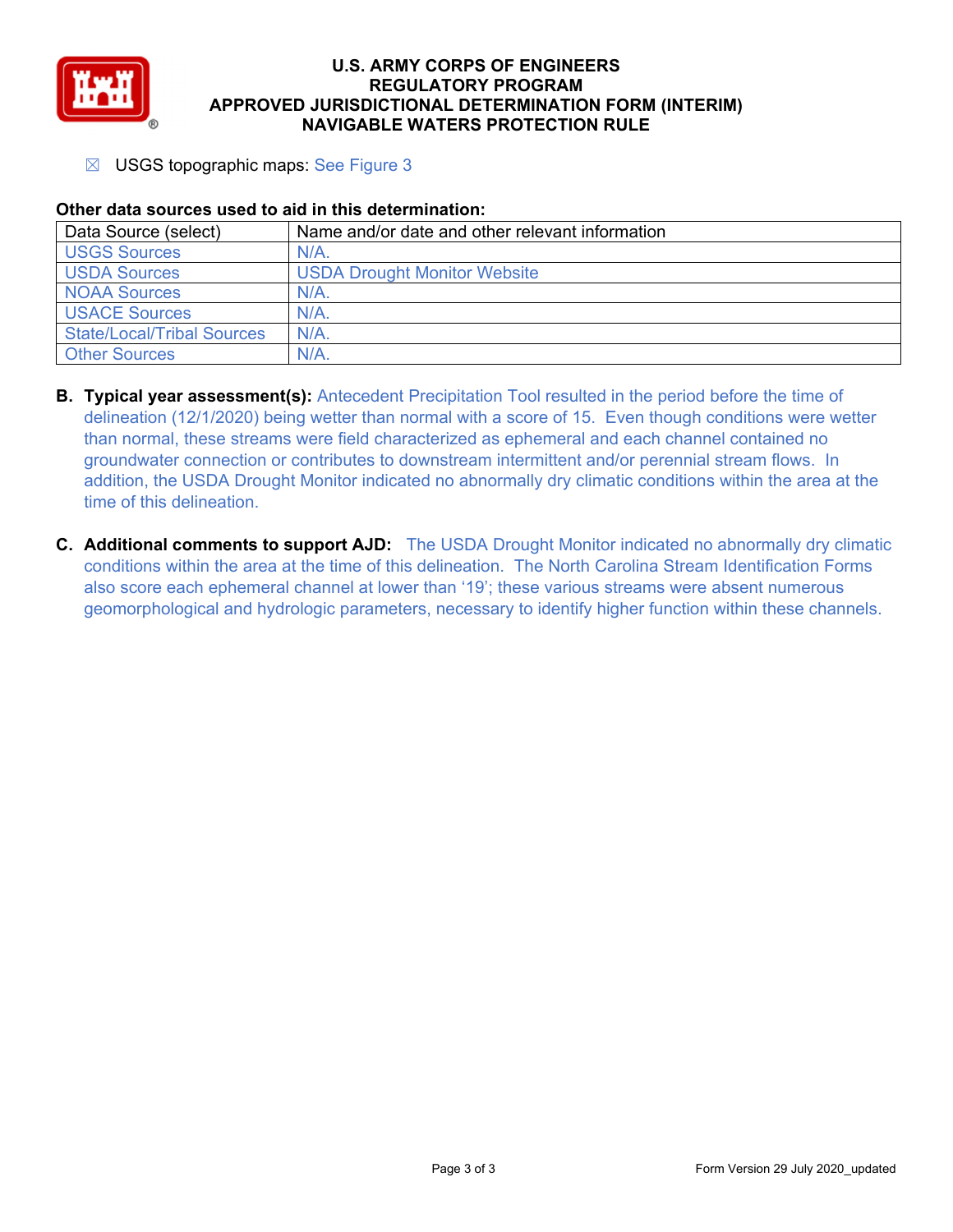☒ USGS topographic maps: See Figure 3

**Other data sources used to aid in this determination:**

| Data Source (select) | Name and/or date and other relevant information |
|---|---|
| USGS Sources | N/A. |
| USDA Sources | USDA Drought Monitor Website |
| NOAA Sources | N/A. |
| USACE Sources | N/A. |
| State/Local/Tribal Sources | N/A. |
| Other Sources | N/A. |

**B. Typical year assessment(s):** Antecedent Precipitation Tool resulted in the period before the time of delineation (12/1/2020) being wetter than normal with a score of 15. Even though conditions were wetter than normal, these streams were field characterized as ephemeral and each channel contained no groundwater connection or contributes to downstream intermittent and/or perennial stream flows. In addition, the USDA Drought Monitor indicated no abnormally dry climatic conditions within the area at the time of this delineation.

**C. Additional comments to support AJD:** The USDA Drought Monitor indicated no abnormally dry climatic conditions within the area at the time of this delineation. The North Carolina Stream Identification Forms also score each ephemeral channel at lower than '19'; these various streams were absent numerous geomorphological and hydrologic parameters, necessary to identify higher function within these channels.